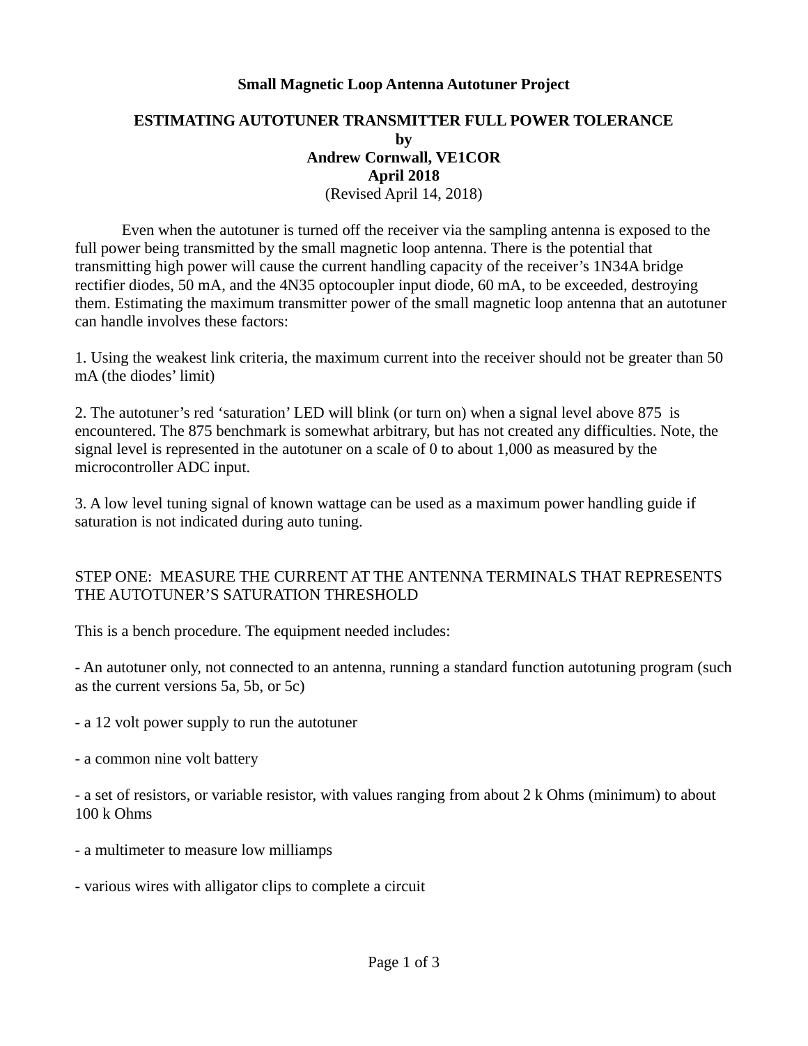**Small Magnetic Loop Antenna Autotuner Project**

# ESTIMATING AUTOTUNER TRANSMITTER FULL POWER TOLERANCE

**by**

**Andrew Cornwall, VE1COR**

**April 2018**

(Revised April 14, 2018)

Even when the autotuner is turned off the receiver via the sampling antenna is exposed to the full power being transmitted by the small magnetic loop antenna. There is the potential that transmitting high power will cause the current handling capacity of the receiver's 1N34A bridge rectifier diodes, 50 mA, and the 4N35 optocoupler input diode, 60 mA, to be exceeded, destroying them. Estimating the maximum transmitter power of the small magnetic loop antenna that an autotuner can handle involves these factors:

1. Using the weakest link criteria, the maximum current into the receiver should not be greater than 50 mA (the diodes' limit)

2. The autotuner's red 'saturation' LED will blink (or turn on) when a signal level above 875 is encountered. The 875 benchmark is somewhat arbitrary, but has not created any difficulties. Note, the signal level is represented in the autotuner on a scale of 0 to about 1,000 as measured by the microcontroller ADC input.

3. A low level tuning signal of known wattage can be used as a maximum power handling guide if saturation is not indicated during auto tuning.

## STEP ONE: MEASURE THE CURRENT AT THE ANTENNA TERMINALS THAT REPRESENTS THE AUTOTUNER'S SATURATION THRESHOLD

This is a bench procedure. The equipment needed includes:

- An autotuner only, not connected to an antenna, running a standard function autotuning program (such as the current versions 5a, 5b, or 5c)

- a 12 volt power supply to run the autotuner

- a common nine volt battery

- a set of resistors, or variable resistor, with values ranging from about 2 k Ohms (minimum) to about 100 k Ohms

- a multimeter to measure low milliamps

- various wires with alligator clips to complete a circuit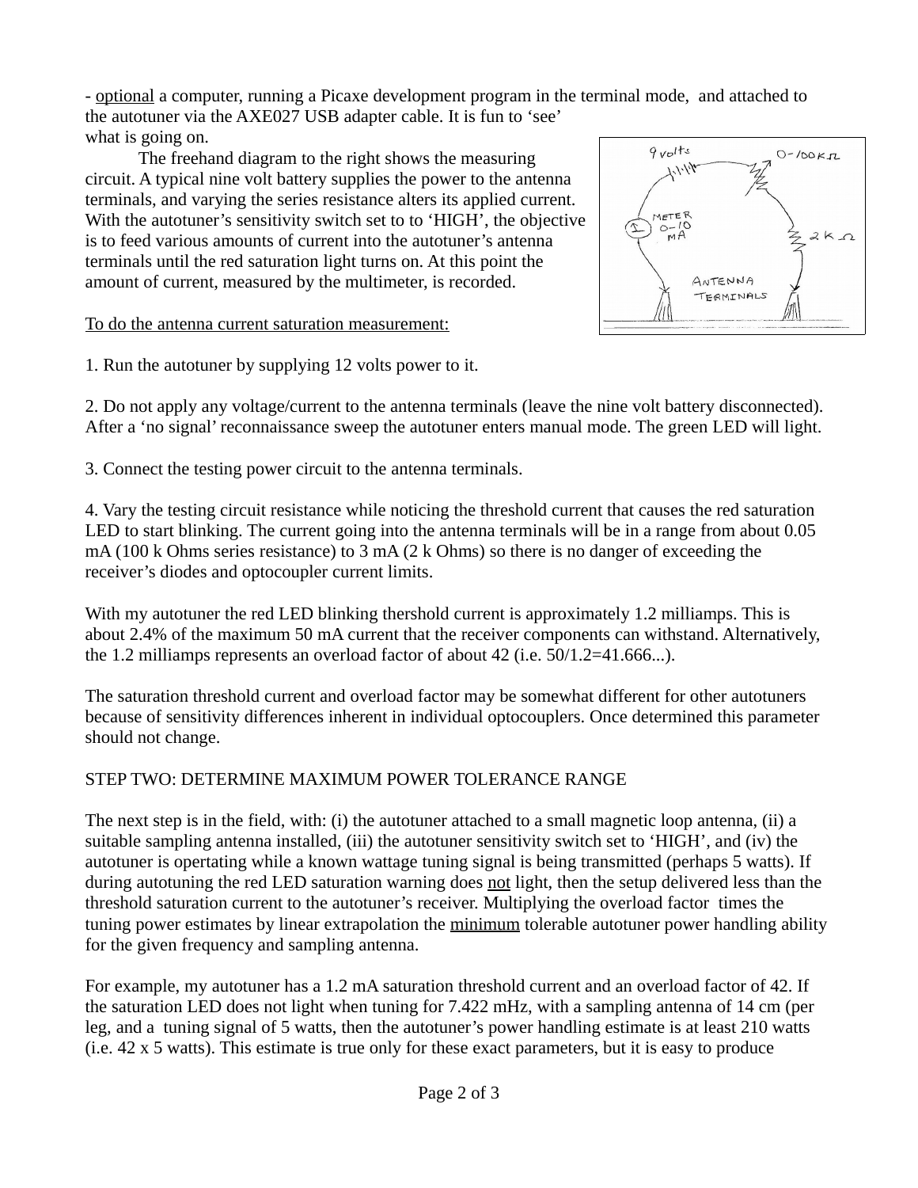- optional a computer, running a Picaxe development program in the terminal mode, and attached to the autotuner via the AXE027 USB adapter cable. It is fun to 'see' what is going on.

The freehand diagram to the right shows the measuring circuit. A typical nine volt battery supplies the power to the antenna terminals, and varying the series resistance alters its applied current. With the autotuner's sensitivity switch set to to 'HIGH', the objective is to feed various amounts of current into the autotuner's antenna terminals until the red saturation light turns on. At this point the amount of current, measured by the multimeter, is recorded.

To do the antenna current saturation measurement:

1. Run the autotuner by supplying 12 volts power to it.

2. Do not apply any voltage/current to the antenna terminals (leave the nine volt battery disconnected). After a 'no signal' reconnaissance sweep the autotuner enters manual mode. The green LED will light.

3. Connect the testing power circuit to the antenna terminals.

4. Vary the testing circuit resistance while noticing the threshold current that causes the red saturation LED to start blinking. The current going into the antenna terminals will be in a range from about 0.05 mA (100 k Ohms series resistance) to 3 mA (2 k Ohms) so there is no danger of exceeding the receiver's diodes and optocoupler current limits.

With my autotuner the red LED blinking thershold current is approximately 1.2 milliamps. This is about 2.4% of the maximum 50 mA current that the receiver components can withstand. Alternatively, the 1.2 milliamps represents an overload factor of about 42 (i.e. 50/1.2=41.666...).

The saturation threshold current and overload factor may be somewhat different for other autotuners because of sensitivity differences inherent in individual optocouplers. Once determined this parameter should not change.

STEP TWO: DETERMINE MAXIMUM POWER TOLERANCE RANGE

The next step is in the field, with: (i) the autotuner attached to a small magnetic loop antenna, (ii) a suitable sampling antenna installed, (iii) the autotuner sensitivity switch set to 'HIGH', and (iv) the autotuner is opertating while a known wattage tuning signal is being transmitted (perhaps 5 watts). If during autotuning the red LED saturation warning does not light, then the setup delivered less than the threshold saturation current to the autotuner's receiver. Multiplying the overload factor times the tuning power estimates by linear extrapolation the minimum tolerable autotuner power handling ability for the given frequency and sampling antenna.

For example, my autotuner has a 1.2 mA saturation threshold current and an overload factor of 42. If the saturation LED does not light when tuning for 7.422 mHz, with a sampling antenna of 14 cm (per leg, and a tuning signal of 5 watts, then the autotuner's power handling estimate is at least 210 watts (i.e. 42 x 5 watts). This estimate is true only for these exact parameters, but it is easy to produce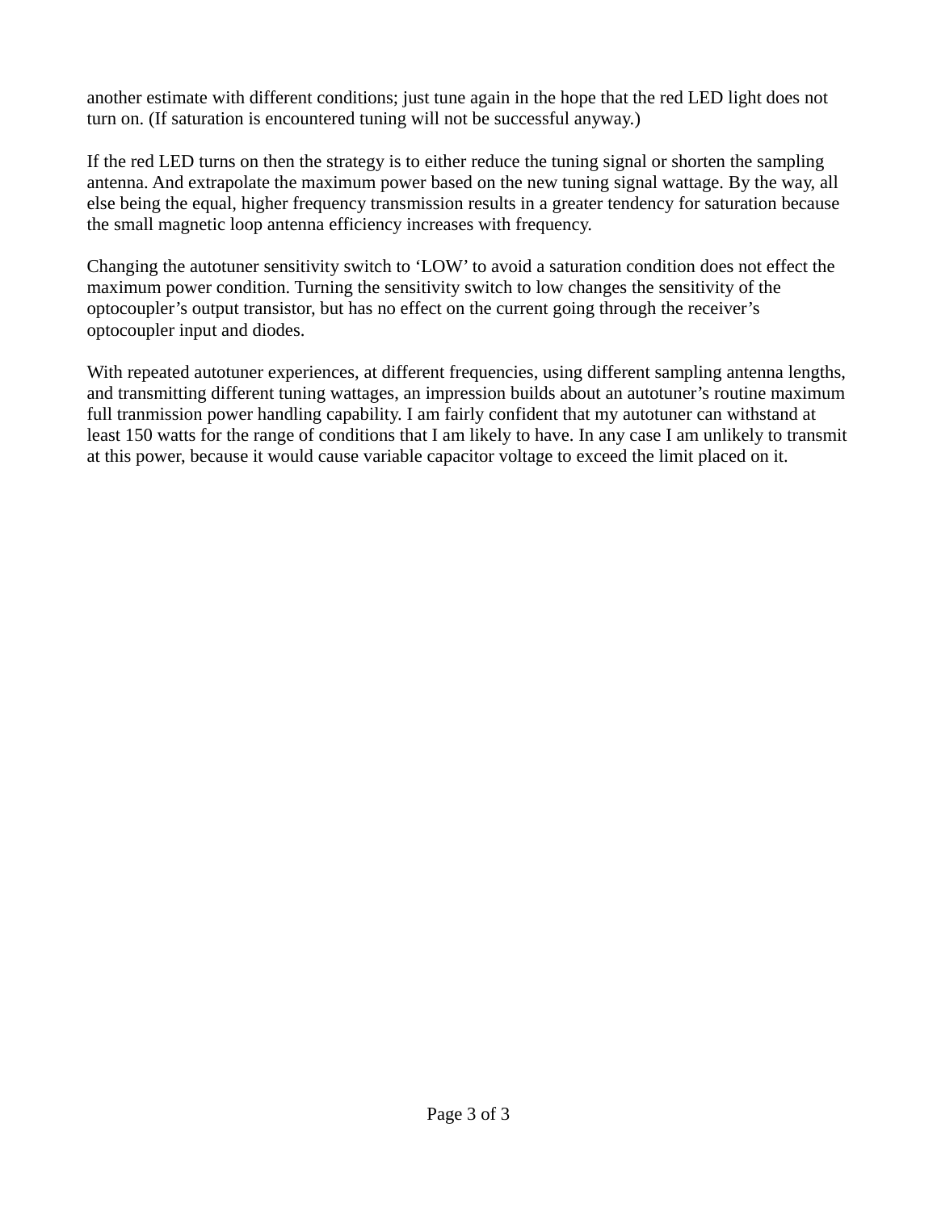another estimate with different conditions; just tune again in the hope that the red LED light does not turn on. (If saturation is encountered tuning will not be successful anyway.)

If the red LED turns on then the strategy is to either reduce the tuning signal or shorten the sampling antenna. And extrapolate the maximum power based on the new tuning signal wattage. By the way, all else being the equal, higher frequency transmission results in a greater tendency for saturation because the small magnetic loop antenna efficiency increases with frequency.

Changing the autotuner sensitivity switch to 'LOW' to avoid a saturation condition does not effect the maximum power condition. Turning the sensitivity switch to low changes the sensitivity of the optocoupler's output transistor, but has no effect on the current going through the receiver's optocoupler input and diodes.

With repeated autotuner experiences, at different frequencies, using different sampling antenna lengths, and transmitting different tuning wattages, an impression builds about an autotuner's routine maximum full tranmission power handling capability. I am fairly confident that my autotuner can withstand at least 150 watts for the range of conditions that I am likely to have. In any case I am unlikely to transmit at this power, because it would cause variable capacitor voltage to exceed the limit placed on it.